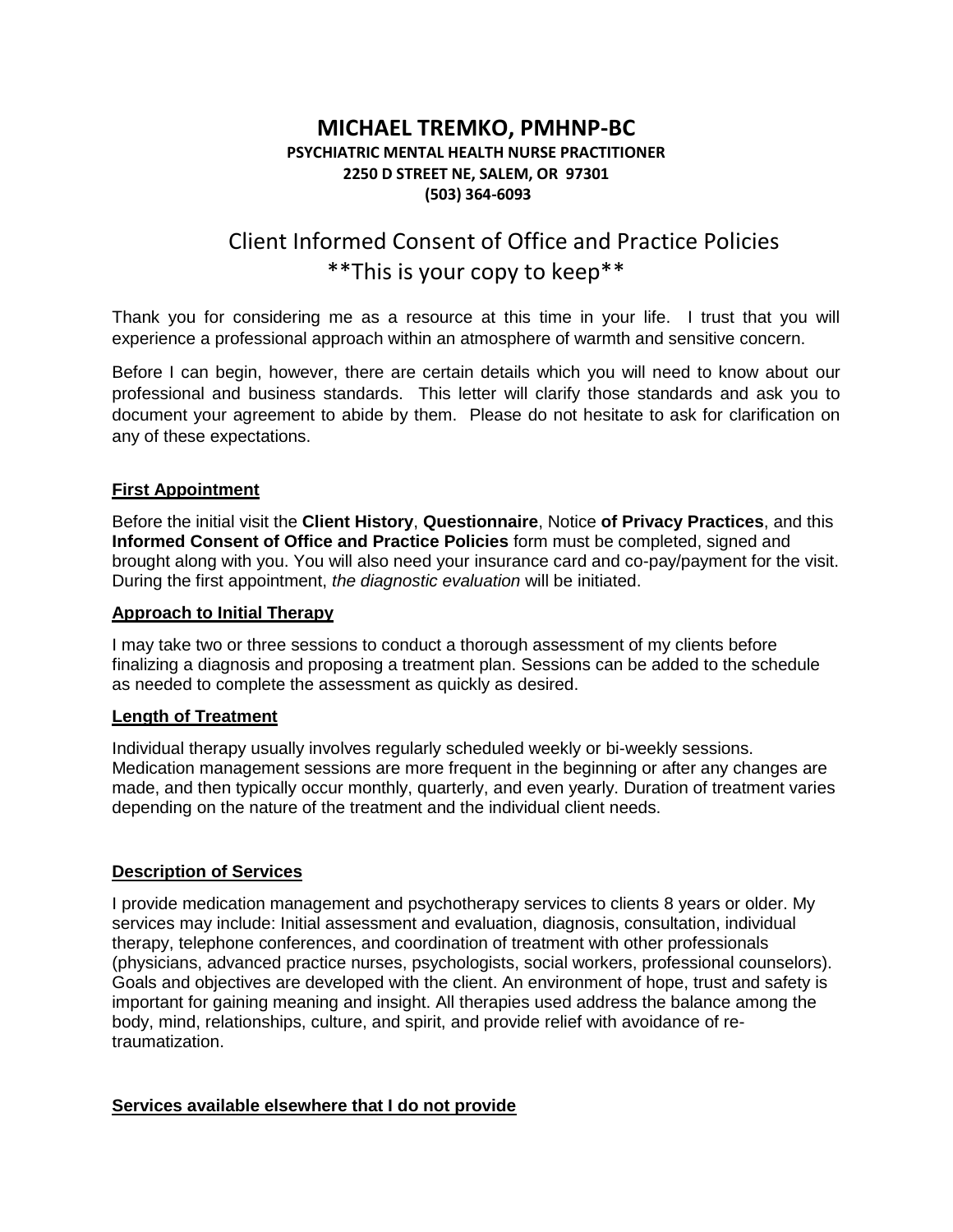# MICHAEL TREMKO, PMHNP-BC

**PSYCHIATRIC MENTAL HEALTH NURSE PRACTITIONER**
**2250 D STREET NE, SALEM, OR 97301**
**(503) 364-6093**

## Client Informed Consent of Office and Practice Policies
## **This is your copy to keep**

Thank you for considering me as a resource at this time in your life. I trust that you will experience a professional approach within an atmosphere of warmth and sensitive concern.

Before I can begin, however, there are certain details which you will need to know about our professional and business standards. This letter will clarify those standards and ask you to document your agreement to abide by them. Please do not hesitate to ask for clarification on any of these expectations.

### First Appointment

Before the initial visit the **Client History**, **Questionnaire**, Notice **of Privacy Practices**, and this **Informed Consent of Office and Practice Policies** form must be completed, signed and brought along with you. You will also need your insurance card and co-pay/payment for the visit. During the first appointment, *the diagnostic evaluation* will be initiated.

### Approach to Initial Therapy

I may take two or three sessions to conduct a thorough assessment of my clients before finalizing a diagnosis and proposing a treatment plan. Sessions can be added to the schedule as needed to complete the assessment as quickly as desired.

### Length of Treatment

Individual therapy usually involves regularly scheduled weekly or bi-weekly sessions. Medication management sessions are more frequent in the beginning or after any changes are made, and then typically occur monthly, quarterly, and even yearly. Duration of treatment varies depending on the nature of the treatment and the individual client needs.

### Description of Services

I provide medication management and psychotherapy services to clients 8 years or older. My services may include: Initial assessment and evaluation, diagnosis, consultation, individual therapy, telephone conferences, and coordination of treatment with other professionals (physicians, advanced practice nurses, psychologists, social workers, professional counselors). Goals and objectives are developed with the client. An environment of hope, trust and safety is important for gaining meaning and insight. All therapies used address the balance among the body, mind, relationships, culture, and spirit, and provide relief with avoidance of re-traumatization.

### Services available elsewhere that I do not provide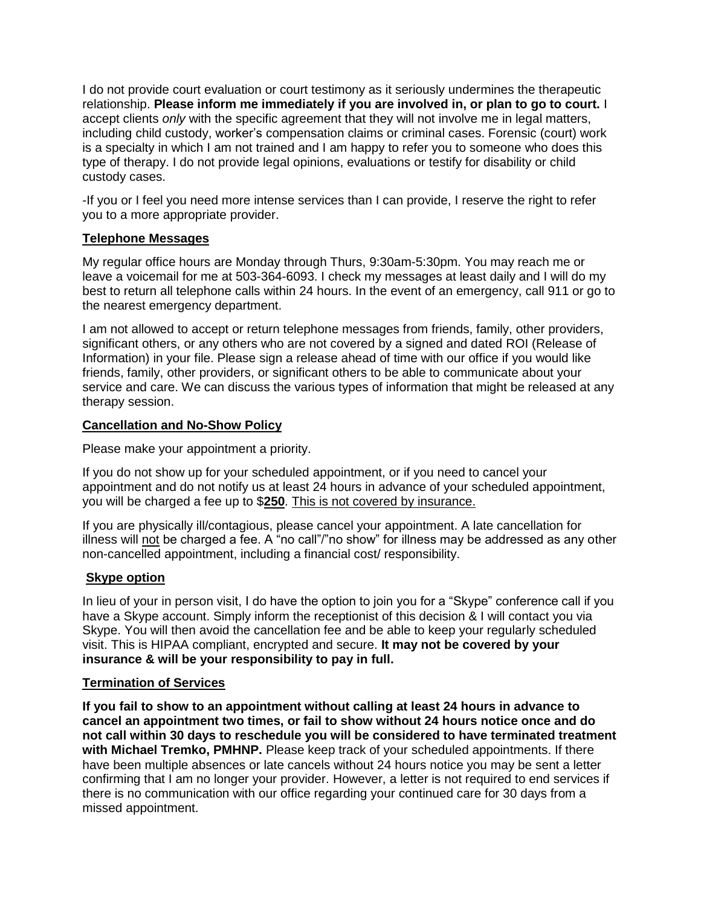I do not provide court evaluation or court testimony as it seriously undermines the therapeutic relationship. **Please inform me immediately if you are involved in, or plan to go to court.** I accept clients *only* with the specific agreement that they will not involve me in legal matters, including child custody, worker's compensation claims or criminal cases. Forensic (court) work is a specialty in which I am not trained and I am happy to refer you to someone who does this type of therapy. I do not provide legal opinions, evaluations or testify for disability or child custody cases.

-If you or I feel you need more intense services than I can provide, I reserve the right to refer you to a more appropriate provider.

## Telephone Messages

My regular office hours are Monday through Thurs, 9:30am-5:30pm. You may reach me or leave a voicemail for me at 503-364-6093. I check my messages at least daily and I will do my best to return all telephone calls within 24 hours. In the event of an emergency, call 911 or go to the nearest emergency department.

I am not allowed to accept or return telephone messages from friends, family, other providers, significant others, or any others who are not covered by a signed and dated ROI (Release of Information) in your file. Please sign a release ahead of time with our office if you would like friends, family, other providers, or significant others to be able to communicate about your service and care. We can discuss the various types of information that might be released at any therapy session.

## Cancellation and No-Show Policy

Please make your appointment a priority.

If you do not show up for your scheduled appointment, or if you need to cancel your appointment and do not notify us at least 24 hours in advance of your scheduled appointment, you will be charged a fee up to $**250**. <u>This is not covered by insurance.</u>

If you are physically ill/contagious, please cancel your appointment. A late cancellation for illness will <u>not</u> be charged a fee. A "no call"/"no show" for illness may be addressed as any other non-cancelled appointment, including a financial cost/ responsibility.

## Skype option

In lieu of your in person visit, I do have the option to join you for a "Skype" conference call if you have a Skype account. Simply inform the receptionist of this decision & I will contact you via Skype. You will then avoid the cancellation fee and be able to keep your regularly scheduled visit. This is HIPAA compliant, encrypted and secure. **It may not be covered by your insurance & will be your responsibility to pay in full.**

## Termination of Services

**If you fail to show to an appointment without calling at least 24 hours in advance to cancel an appointment two times, or fail to show without 24 hours notice once and do not call within 30 days to reschedule you will be considered to have terminated treatment with Michael Tremko, PMHNP.** Please keep track of your scheduled appointments. If there have been multiple absences or late cancels without 24 hours notice you may be sent a letter confirming that I am no longer your provider. However, a letter is not required to end services if there is no communication with our office regarding your continued care for 30 days from a missed appointment.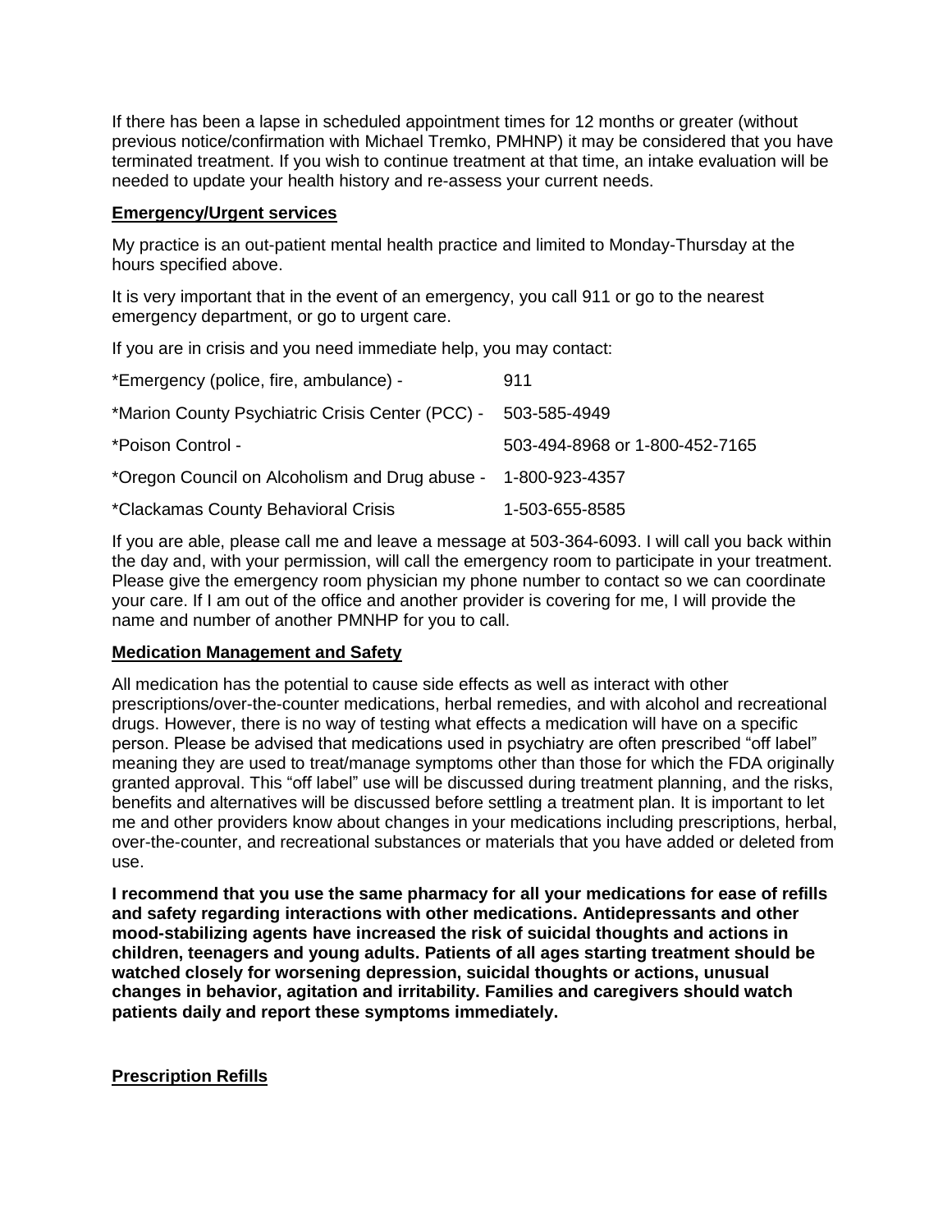If there has been a lapse in scheduled appointment times for 12 months or greater (without previous notice/confirmation with Michael Tremko, PMHNP) it may be considered that you have terminated treatment. If you wish to continue treatment at that time, an intake evaluation will be needed to update your health history and re-assess your current needs.

**Emergency/Urgent services**

My practice is an out-patient mental health practice and limited to Monday-Thursday at the hours specified above.

It is very important that in the event of an emergency, you call 911 or go to the nearest emergency department, or go to urgent care.

If you are in crisis and you need immediate help, you may contact:

| | |
|---|---|
| *Emergency (police, fire, ambulance) - | 911 |
| *Marion County Psychiatric Crisis Center (PCC) - | 503-585-4949 |
| *Poison Control - | 503-494-8968 or 1-800-452-7165 |
| *Oregon Council on Alcoholism and Drug abuse - | 1-800-923-4357 |
| *Clackamas County Behavioral Crisis | 1-503-655-8585 |

If you are able, please call me and leave a message at 503-364-6093. I will call you back within the day and, with your permission, will call the emergency room to participate in your treatment. Please give the emergency room physician my phone number to contact so we can coordinate your care. If I am out of the office and another provider is covering for me, I will provide the name and number of another PMNHP for you to call.

**Medication Management and Safety**

All medication has the potential to cause side effects as well as interact with other prescriptions/over-the-counter medications, herbal remedies, and with alcohol and recreational drugs. However, there is no way of testing what effects a medication will have on a specific person. Please be advised that medications used in psychiatry are often prescribed "off label" meaning they are used to treat/manage symptoms other than those for which the FDA originally granted approval. This "off label" use will be discussed during treatment planning, and the risks, benefits and alternatives will be discussed before settling a treatment plan. It is important to let me and other providers know about changes in your medications including prescriptions, herbal, over-the-counter, and recreational substances or materials that you have added or deleted from use.

**I recommend that you use the same pharmacy for all your medications for ease of refills and safety regarding interactions with other medications. Antidepressants and other mood-stabilizing agents have increased the risk of suicidal thoughts and actions in children, teenagers and young adults. Patients of all ages starting treatment should be watched closely for worsening depression, suicidal thoughts or actions, unusual changes in behavior, agitation and irritability. Families and caregivers should watch patients daily and report these symptoms immediately.**

**Prescription Refills**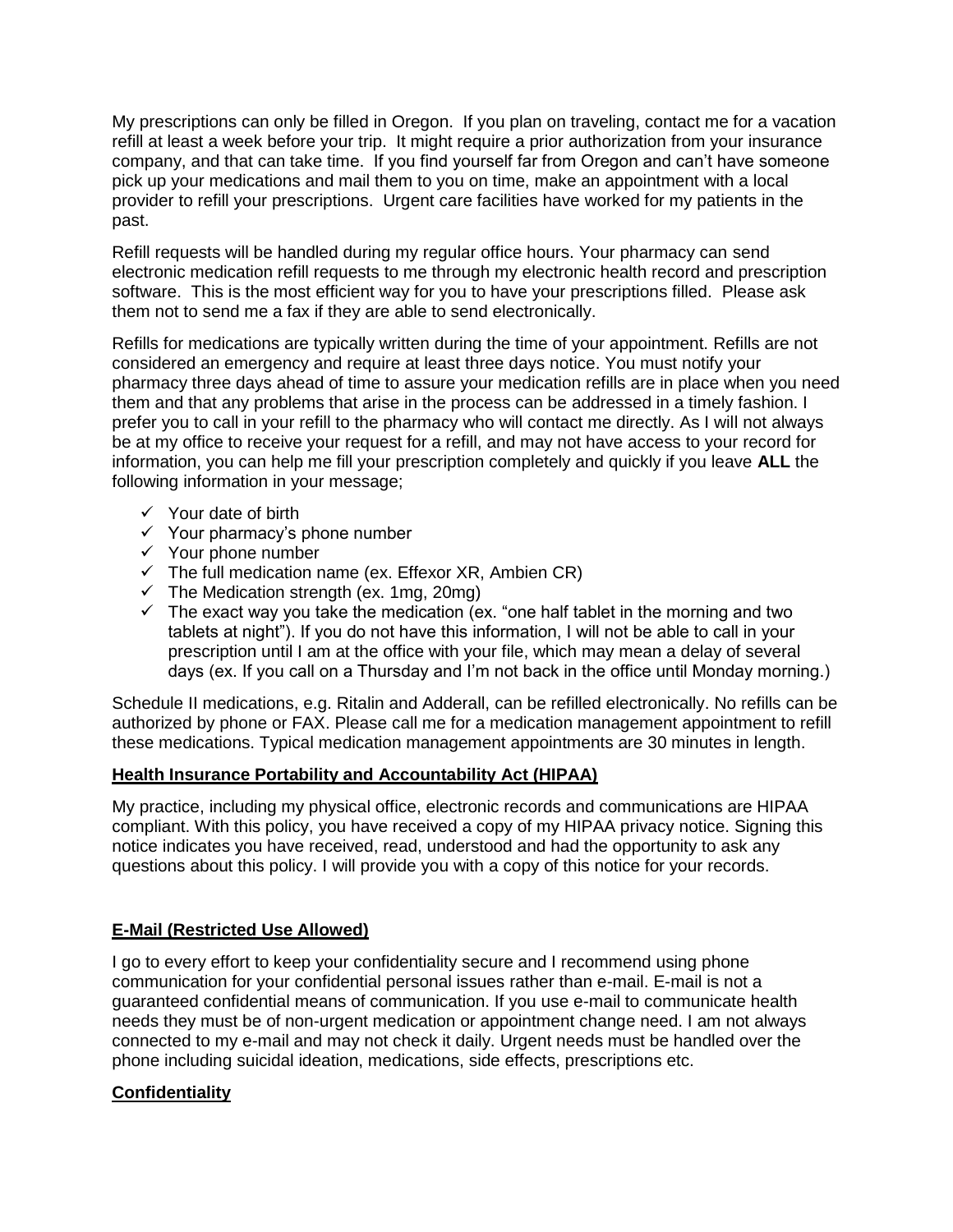My prescriptions can only be filled in Oregon. If you plan on traveling, contact me for a vacation refill at least a week before your trip. It might require a prior authorization from your insurance company, and that can take time. If you find yourself far from Oregon and can't have someone pick up your medications and mail them to you on time, make an appointment with a local provider to refill your prescriptions. Urgent care facilities have worked for my patients in the past.

Refill requests will be handled during my regular office hours. Your pharmacy can send electronic medication refill requests to me through my electronic health record and prescription software. This is the most efficient way for you to have your prescriptions filled. Please ask them not to send me a fax if they are able to send electronically.

Refills for medications are typically written during the time of your appointment. Refills are not considered an emergency and require at least three days notice. You must notify your pharmacy three days ahead of time to assure your medication refills are in place when you need them and that any problems that arise in the process can be addressed in a timely fashion. I prefer you to call in your refill to the pharmacy who will contact me directly. As I will not always be at my office to receive your request for a refill, and may not have access to your record for information, you can help me fill your prescription completely and quickly if you leave **ALL** the following information in your message;

- ✓ Your date of birth
- ✓ Your pharmacy's phone number
- ✓ Your phone number
- ✓ The full medication name (ex. Effexor XR, Ambien CR)
- ✓ The Medication strength (ex. 1mg, 20mg)
- ✓ The exact way you take the medication (ex. "one half tablet in the morning and two tablets at night"). If you do not have this information, I will not be able to call in your prescription until I am at the office with your file, which may mean a delay of several days (ex. If you call on a Thursday and I'm not back in the office until Monday morning.)

Schedule II medications, e.g. Ritalin and Adderall, can be refilled electronically. No refills can be authorized by phone or FAX. Please call me for a medication management appointment to refill these medications. Typical medication management appointments are 30 minutes in length.

## Health Insurance Portability and Accountability Act (HIPAA)

My practice, including my physical office, electronic records and communications are HIPAA compliant. With this policy, you have received a copy of my HIPAA privacy notice. Signing this notice indicates you have received, read, understood and had the opportunity to ask any questions about this policy. I will provide you with a copy of this notice for your records.

## E-Mail (Restricted Use Allowed)

I go to every effort to keep your confidentiality secure and I recommend using phone communication for your confidential personal issues rather than e-mail. E-mail is not a guaranteed confidential means of communication. If you use e-mail to communicate health needs they must be of non-urgent medication or appointment change need. I am not always connected to my e-mail and may not check it daily. Urgent needs must be handled over the phone including suicidal ideation, medications, side effects, prescriptions etc.

## Confidentiality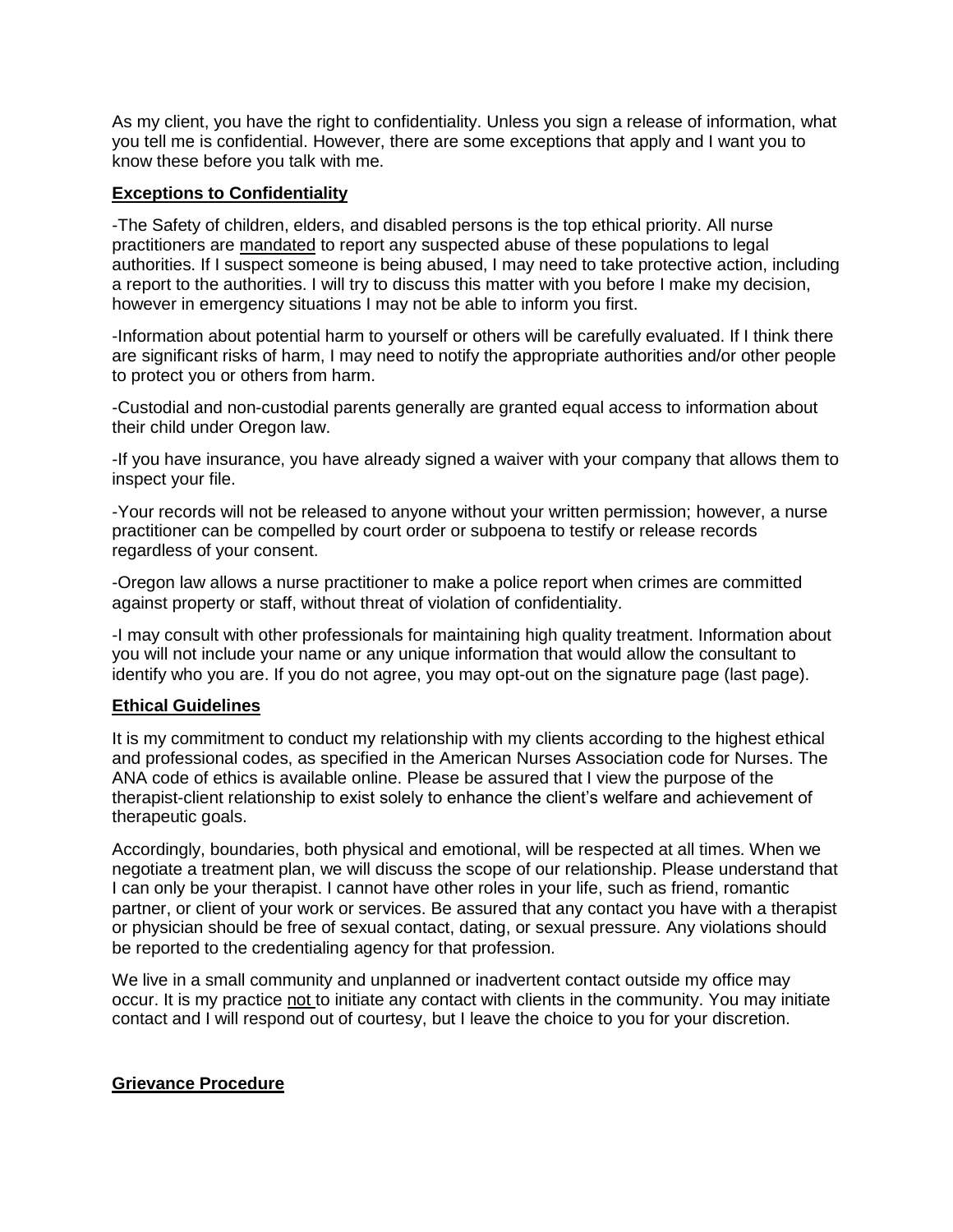As my client, you have the right to confidentiality. Unless you sign a release of information, what you tell me is confidential. However, there are some exceptions that apply and I want you to know these before you talk with me.

## Exceptions to Confidentiality

-The Safety of children, elders, and disabled persons is the top ethical priority. All nurse practitioners are mandated to report any suspected abuse of these populations to legal authorities. If I suspect someone is being abused, I may need to take protective action, including a report to the authorities. I will try to discuss this matter with you before I make my decision, however in emergency situations I may not be able to inform you first.

-Information about potential harm to yourself or others will be carefully evaluated. If I think there are significant risks of harm, I may need to notify the appropriate authorities and/or other people to protect you or others from harm.

-Custodial and non-custodial parents generally are granted equal access to information about their child under Oregon law.

-If you have insurance, you have already signed a waiver with your company that allows them to inspect your file.

-Your records will not be released to anyone without your written permission; however, a nurse practitioner can be compelled by court order or subpoena to testify or release records regardless of your consent.

-Oregon law allows a nurse practitioner to make a police report when crimes are committed against property or staff, without threat of violation of confidentiality.

-I may consult with other professionals for maintaining high quality treatment. Information about you will not include your name or any unique information that would allow the consultant to identify who you are. If you do not agree, you may opt-out on the signature page (last page).

## Ethical Guidelines

It is my commitment to conduct my relationship with my clients according to the highest ethical and professional codes, as specified in the American Nurses Association code for Nurses. The ANA code of ethics is available online. Please be assured that I view the purpose of the therapist-client relationship to exist solely to enhance the client's welfare and achievement of therapeutic goals.

Accordingly, boundaries, both physical and emotional, will be respected at all times. When we negotiate a treatment plan, we will discuss the scope of our relationship. Please understand that I can only be your therapist. I cannot have other roles in your life, such as friend, romantic partner, or client of your work or services. Be assured that any contact you have with a therapist or physician should be free of sexual contact, dating, or sexual pressure. Any violations should be reported to the credentialing agency for that profession.

We live in a small community and unplanned or inadvertent contact outside my office may occur. It is my practice not to initiate any contact with clients in the community. You may initiate contact and I will respond out of courtesy, but I leave the choice to you for your discretion.

## Grievance Procedure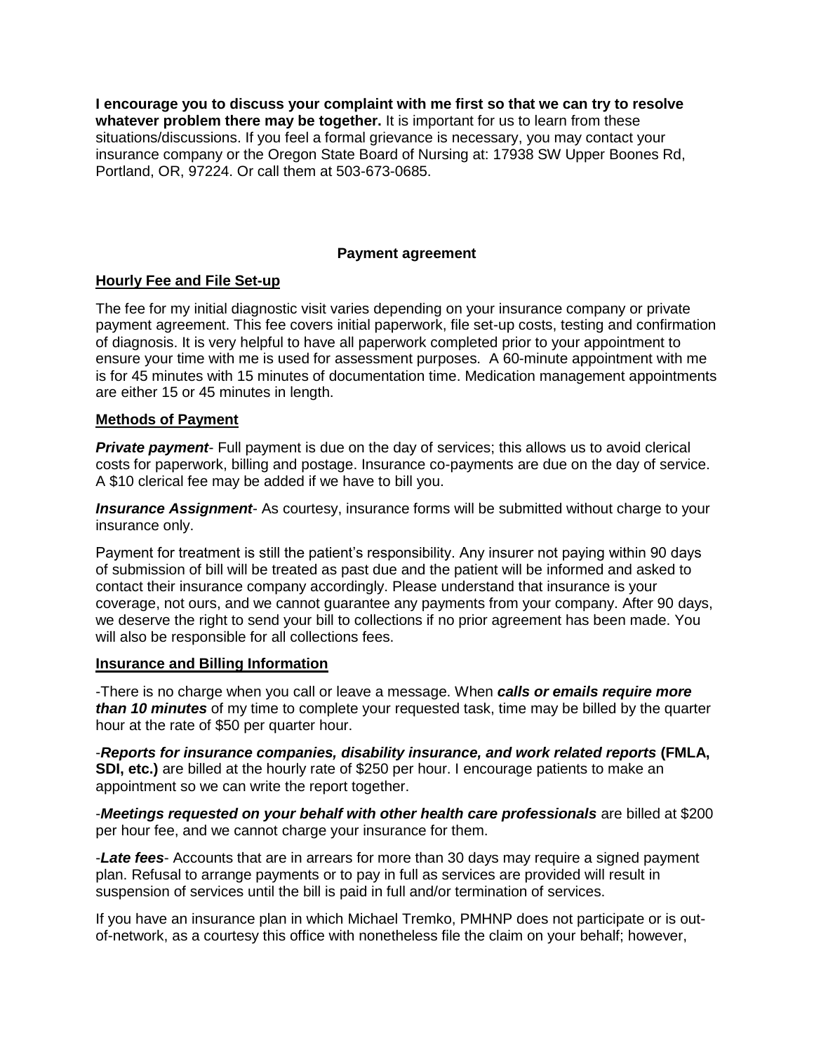**I encourage you to discuss your complaint with me first so that we can try to resolve whatever problem there may be together.** It is important for us to learn from these situations/discussions. If you feel a formal grievance is necessary, you may contact your insurance company or the Oregon State Board of Nursing at: 17938 SW Upper Boones Rd, Portland, OR, 97224. Or call them at 503-673-0685.

## Payment agreement

### Hourly Fee and File Set-up

The fee for my initial diagnostic visit varies depending on your insurance company or private payment agreement. This fee covers initial paperwork, file set-up costs, testing and confirmation of diagnosis. It is very helpful to have all paperwork completed prior to your appointment to ensure your time with me is used for assessment purposes. A 60-minute appointment with me is for 45 minutes with 15 minutes of documentation time. Medication management appointments are either 15 or 45 minutes in length.

### Methods of Payment

***Private payment***- Full payment is due on the day of services; this allows us to avoid clerical costs for paperwork, billing and postage. Insurance co-payments are due on the day of service. A $10 clerical fee may be added if we have to bill you.

***Insurance Assignment***- As courtesy, insurance forms will be submitted without charge to your insurance only.

Payment for treatment is still the patient's responsibility. Any insurer not paying within 90 days of submission of bill will be treated as past due and the patient will be informed and asked to contact their insurance company accordingly. Please understand that insurance is your coverage, not ours, and we cannot guarantee any payments from your company. After 90 days, we deserve the right to send your bill to collections if no prior agreement has been made. You will also be responsible for all collections fees.

### Insurance and Billing Information

-There is no charge when you call or leave a message. When ***calls or emails require more than 10 minutes*** of my time to complete your requested task, time may be billed by the quarter hour at the rate of $50 per quarter hour.

-***Reports for insurance companies, disability insurance, and work related reports* (FMLA, SDI, etc.)** are billed at the hourly rate of $250 per hour. I encourage patients to make an appointment so we can write the report together.

-***Meetings requested on your behalf with other health care professionals*** are billed at $200 per hour fee, and we cannot charge your insurance for them.

-***Late fees***- Accounts that are in arrears for more than 30 days may require a signed payment plan. Refusal to arrange payments or to pay in full as services are provided will result in suspension of services until the bill is paid in full and/or termination of services.

If you have an insurance plan in which Michael Tremko, PMHNP does not participate or is out-of-network, as a courtesy this office with nonetheless file the claim on your behalf; however,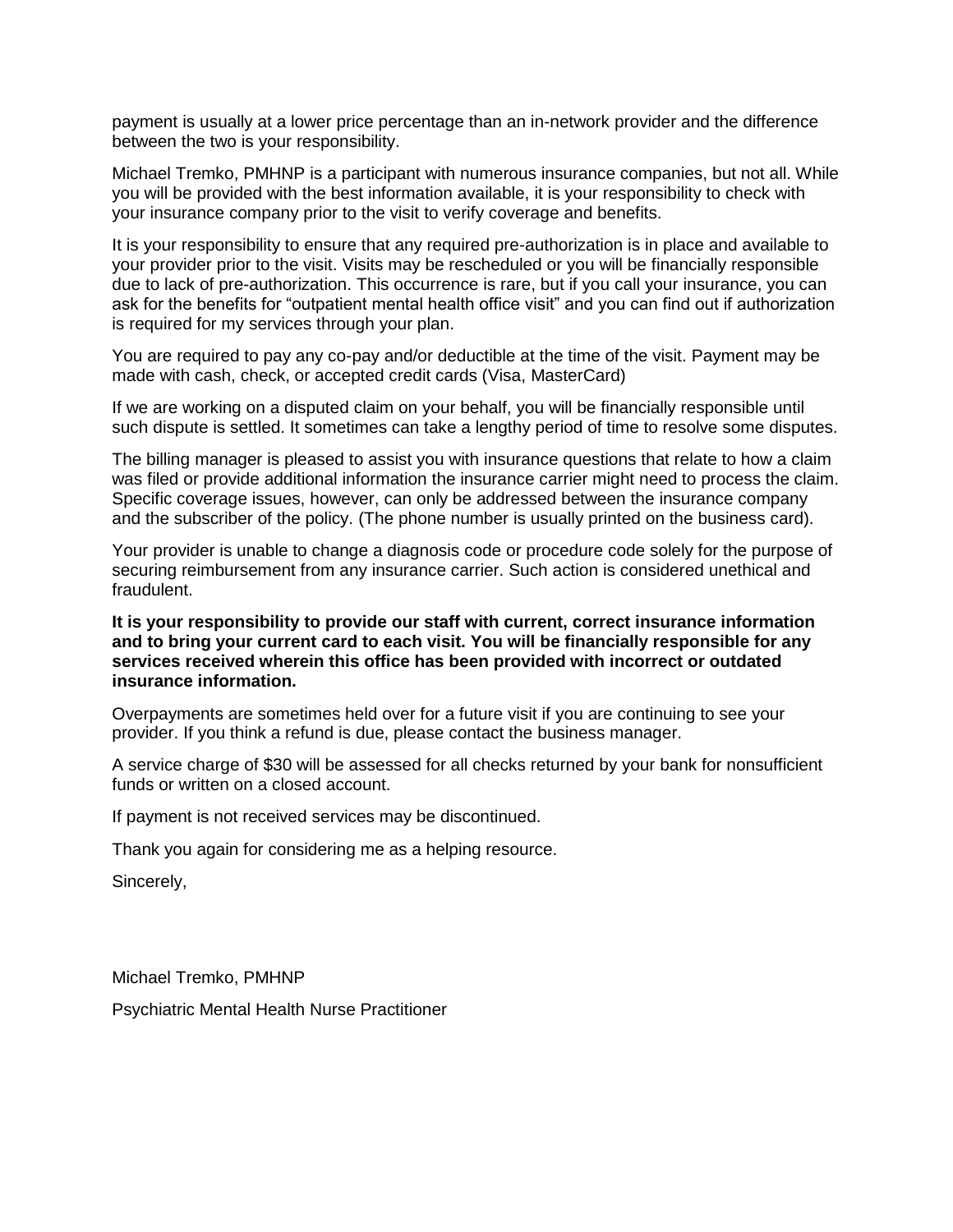payment is usually at a lower price percentage than an in-network provider and the difference between the two is your responsibility.

Michael Tremko, PMHNP is a participant with numerous insurance companies, but not all. While you will be provided with the best information available, it is your responsibility to check with your insurance company prior to the visit to verify coverage and benefits.

It is your responsibility to ensure that any required pre-authorization is in place and available to your provider prior to the visit. Visits may be rescheduled or you will be financially responsible due to lack of pre-authorization. This occurrence is rare, but if you call your insurance, you can ask for the benefits for "outpatient mental health office visit" and you can find out if authorization is required for my services through your plan.

You are required to pay any co-pay and/or deductible at the time of the visit. Payment may be made with cash, check, or accepted credit cards (Visa, MasterCard)

If we are working on a disputed claim on your behalf, you will be financially responsible until such dispute is settled. It sometimes can take a lengthy period of time to resolve some disputes.

The billing manager is pleased to assist you with insurance questions that relate to how a claim was filed or provide additional information the insurance carrier might need to process the claim. Specific coverage issues, however, can only be addressed between the insurance company and the subscriber of the policy. (The phone number is usually printed on the business card).

Your provider is unable to change a diagnosis code or procedure code solely for the purpose of securing reimbursement from any insurance carrier. Such action is considered unethical and fraudulent.

**It is your responsibility to provide our staff with current, correct insurance information and to bring your current card to each visit. You will be financially responsible for any services received wherein this office has been provided with incorrect or outdated insurance information.**

Overpayments are sometimes held over for a future visit if you are continuing to see your provider. If you think a refund is due, please contact the business manager.

A service charge of $30 will be assessed for all checks returned by your bank for nonsufficient funds or written on a closed account.

If payment is not received services may be discontinued.

Thank you again for considering me as a helping resource.

Sincerely,

Michael Tremko, PMHNP

Psychiatric Mental Health Nurse Practitioner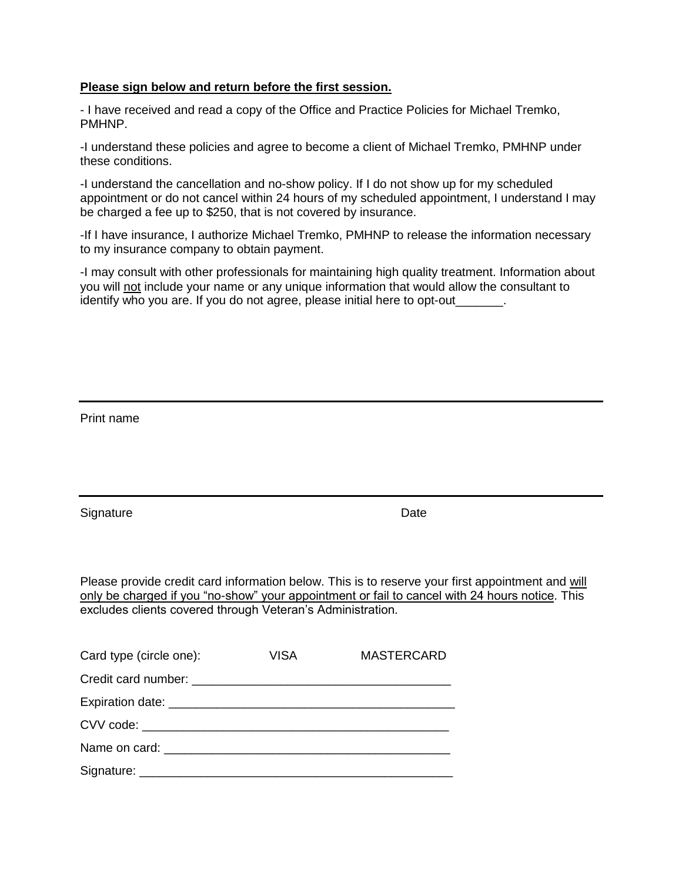**<u>Please sign below and return before the first session.</u>**

- I have received and read a copy of the Office and Practice Policies for Michael Tremko, PMHNP.

-I understand these policies and agree to become a client of Michael Tremko, PMHNP under these conditions.

-I understand the cancellation and no-show policy. If I do not show up for my scheduled appointment or do not cancel within 24 hours of my scheduled appointment, I understand I may be charged a fee up to $250, that is not covered by insurance.

-If I have insurance, I authorize Michael Tremko, PMHNP to release the information necessary to my insurance company to obtain payment.

-I may consult with other professionals for maintaining high quality treatment. Information about you will <u>not</u> include your name or any unique information that would allow the consultant to identify who you are. If you do not agree, please initial here to opt-out_______.

---

Print name

---

Signature Date

Please provide credit card information below. This is to reserve your first appointment and <u>will only be charged if you "no-show" your appointment or fail to cancel with 24 hours notice</u>. This excludes clients covered through Veteran's Administration.

Card type (circle one): VISA MASTERCARD

Credit card number: _____________________________________

Expiration date: ________________________________________

CVV code: ____________________________________________

Name on card: _________________________________________

Signature: _____________________________________________